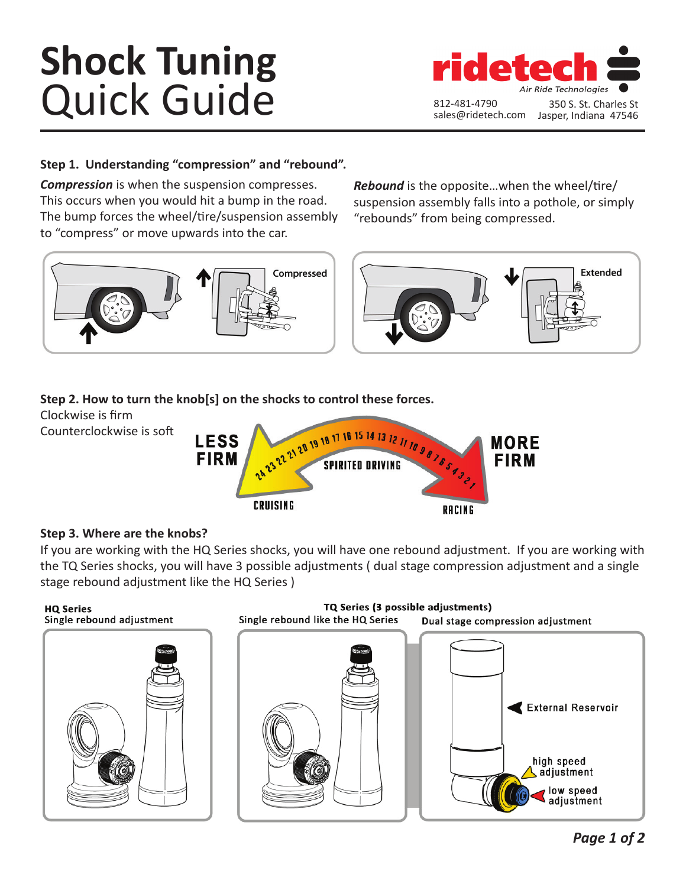# Shock Tuning Quick Guide

**ridetech** *Air Ride Technologies*

812-481-4790
sales@ridetech.com

350 S. St. Charles St
Jasper, Indiana 47546

---

**Step 1. Understanding "compression" and "rebound".**

***Compression*** is when the suspension compresses. This occurs when you would hit a bump in the road. The bump forces the wheel/tire/suspension assembly to "compress" or move upwards into the car.

***Rebound*** is the opposite…when the wheel/tire/suspension assembly falls into a pothole, or simply "rebounds" from being compressed.

Compressed

Extended

**Step 2. How to turn the knob[s] on the shocks to control these forces.**

Clockwise is firm
Counterclockwise is soft

LESS FIRM — 24 23 22 21 20 19 18 17 16 15 14 13 12 11 10 9 8 7 6 5 4 3 2 1 — MORE FIRM

CRUISING — SPIRITED DRIVING — RACING

**Step 3. Where are the knobs?**

If you are working with the HQ Series shocks, you will have one rebound adjustment. If you are working with the TQ Series shocks, you will have 3 possible adjustments ( dual stage compression adjustment and a single stage rebound adjustment like the HQ Series )

**HQ Series**
Single rebound adjustment

**TQ Series (3 possible adjustments)**
Single rebound like the HQ Series
Dual stage compression adjustment

External Reservoir
high speed adjustment
low speed adjustment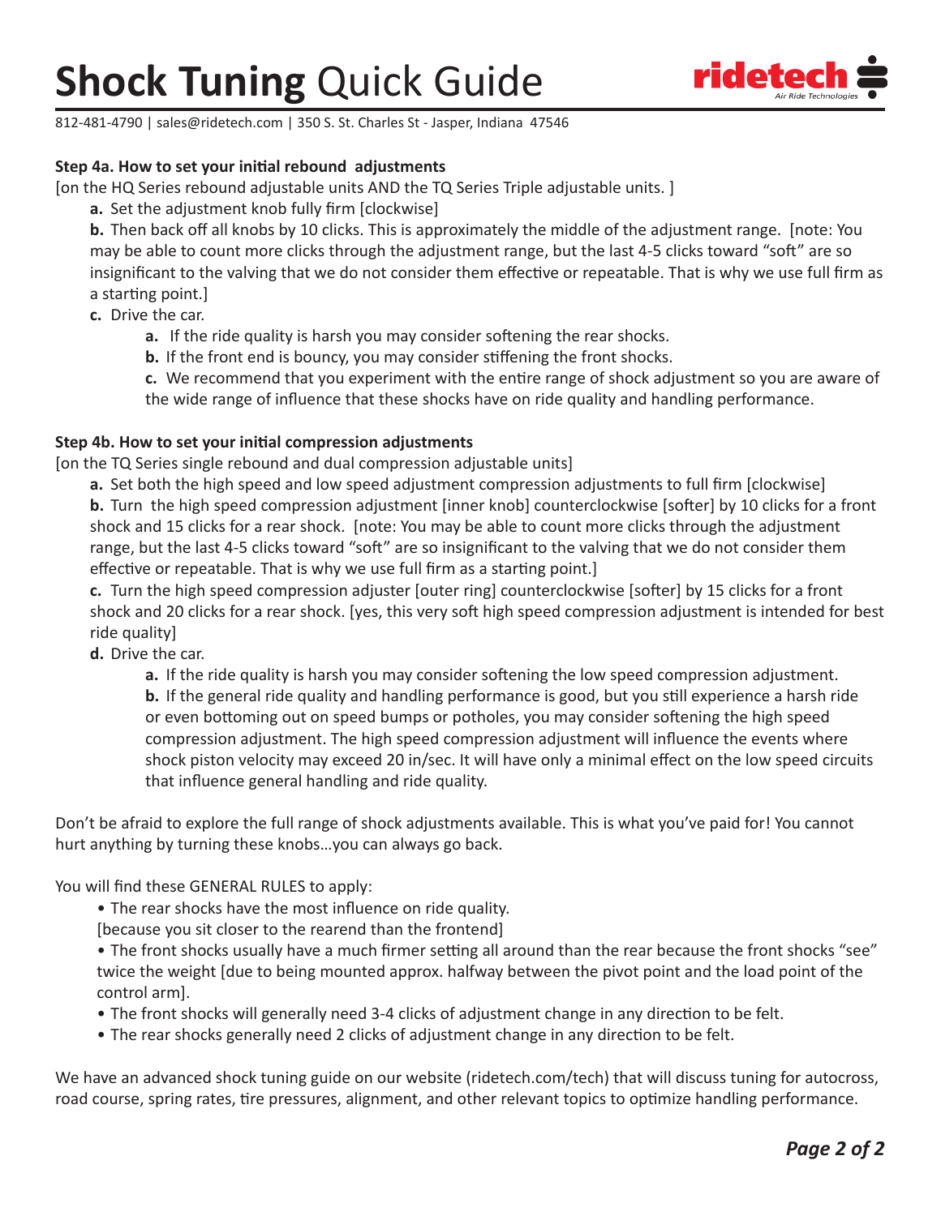# **Shock Tuning** Quick Guide

812-481-4790 | sales@ridetech.com | 350 S. St. Charles St - Jasper, Indiana 47546

**Step 4a. How to set your initial rebound adjustments**

[on the HQ Series rebound adjustable units AND the TQ Series Triple adjustable units. ]

- **a.** Set the adjustment knob fully firm [clockwise]
- **b.** Then back off all knobs by 10 clicks. This is approximately the middle of the adjustment range. [note: You may be able to count more clicks through the adjustment range, but the last 4-5 clicks toward "soft" are so insignificant to the valving that we do not consider them effective or repeatable. That is why we use full firm as a starting point.]
- **c.** Drive the car.
  - **a.** If the ride quality is harsh you may consider softening the rear shocks.
  - **b.** If the front end is bouncy, you may consider stiffening the front shocks.
  - **c.** We recommend that you experiment with the entire range of shock adjustment so you are aware of the wide range of influence that these shocks have on ride quality and handling performance.

**Step 4b. How to set your initial compression adjustments**

[on the TQ Series single rebound and dual compression adjustable units]

- **a.** Set both the high speed and low speed adjustment compression adjustments to full firm [clockwise]
- **b.** Turn the high speed compression adjustment [inner knob] counterclockwise [softer] by 10 clicks for a front shock and 15 clicks for a rear shock. [note: You may be able to count more clicks through the adjustment range, but the last 4-5 clicks toward "soft" are so insignificant to the valving that we do not consider them effective or repeatable. That is why we use full firm as a starting point.]
- **c.** Turn the high speed compression adjuster [outer ring] counterclockwise [softer] by 15 clicks for a front shock and 20 clicks for a rear shock. [yes, this very soft high speed compression adjustment is intended for best ride quality]
- **d.** Drive the car.
  - **a.** If the ride quality is harsh you may consider softening the low speed compression adjustment.
  - **b.** If the general ride quality and handling performance is good, but you still experience a harsh ride or even bottoming out on speed bumps or potholes, you may consider softening the high speed compression adjustment. The high speed compression adjustment will influence the events where shock piston velocity may exceed 20 in/sec. It will have only a minimal effect on the low speed circuits that influence general handling and ride quality.

Don't be afraid to explore the full range of shock adjustments available. This is what you've paid for! You cannot hurt anything by turning these knobs…you can always go back.

You will find these GENERAL RULES to apply:

- The rear shocks have the most influence on ride quality.
  [because you sit closer to the rearend than the frontend]
- The front shocks usually have a much firmer setting all around than the rear because the front shocks "see" twice the weight [due to being mounted approx. halfway between the pivot point and the load point of the control arm].
- The front shocks will generally need 3-4 clicks of adjustment change in any direction to be felt.
- The rear shocks generally need 2 clicks of adjustment change in any direction to be felt.

We have an advanced shock tuning guide on our website (ridetech.com/tech) that will discuss tuning for autocross, road course, spring rates, tire pressures, alignment, and other relevant topics to optimize handling performance.